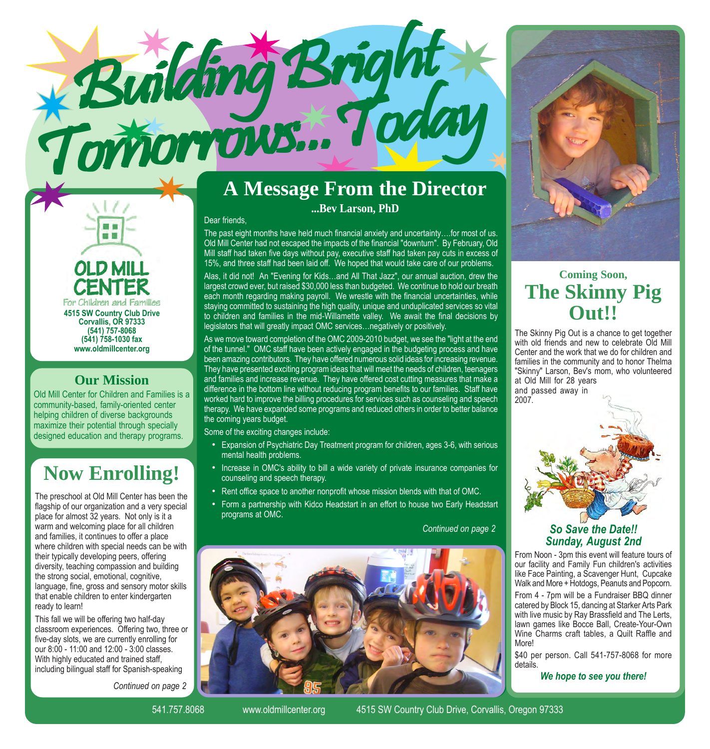# Building Bright Tomorrows... Today

**OLD MILL CENTER**
For Children and Families
**4515 SW Country Club Drive**
**Corvallis, OR 97333**
**(541) 757-8068**
**(541) 758-1030 fax**
**www.oldmillcenter.org**

## Our Mission

Old Mill Center for Children and Families is a community-based, family-oriented center helping children of diverse backgrounds maximize their potential through specially designed education and therapy programs.

## Now Enrolling!

The preschool at Old Mill Center has been the flagship of our organization and a very special place for almost 32 years. Not only is it a warm and welcoming place for all children and families, it continues to offer a place where children with special needs can be with their typically developing peers, offering diversity, teaching compassion and building the strong social, emotional, cognitive, language, fine, gross and sensory motor skills that enable children to enter kindergarten ready to learn!

This fall we will be offering two half-day classroom experiences. Offering two, three or five-day slots, we are currently enrolling for our 8:00 - 11:00 and 12:00 - 3:00 classes. With highly educated and trained staff, including bilingual staff for Spanish-speaking

*Continued on page 2*

## A Message From the Director

**...Bev Larson, PhD**

Dear friends,

The past eight months have held much financial anxiety and uncertainty….for most of us. Old Mill Center had not escaped the impacts of the financial "downturn". By February, Old Mill staff had taken five days without pay, executive staff had taken pay cuts in excess of 15%, and three staff had been laid off. We hoped that would take care of our problems.

Alas, it did not! An "Evening for Kids…and All That Jazz", our annual auction, drew the largest crowd ever, but raised $30,000 less than budgeted. We continue to hold our breath each month regarding making payroll. We wrestle with the financial uncertainties, while staying committed to sustaining the high quality, unique and unduplicated services so vital to children and families in the mid-Willamette valley. We await the final decisions by legislators that will greatly impact OMC services…negatively or positively.

As we move toward completion of the OMC 2009-2010 budget, we see the "light at the end of the tunnel." OMC staff have been actively engaged in the budgeting process and have been amazing contributors. They have offered numerous solid ideas for increasing revenue. They have presented exciting program ideas that will meet the needs of children, teenagers and families and increase revenue. They have offered cost cutting measures that make a difference in the bottom line without reducing program benefits to our families. Staff have worked hard to improve the billing procedures for services such as counseling and speech therapy. We have expanded some programs and reduced others in order to better balance the coming years budget.

Some of the exciting changes include:

- Expansion of Psychiatric Day Treatment program for children, ages 3-6, with serious mental health problems.
- Increase in OMC's ability to bill a wide variety of private insurance companies for counseling and speech therapy.
- Rent office space to another nonprofit whose mission blends with that of OMC.
- Form a partnership with Kidco Headstart in an effort to house two Early Headstart programs at OMC.

*Continued on page 2*

### Coming Soon,

## The Skinny Pig Out!!

The Skinny Pig Out is a chance to get together with old friends and new to celebrate Old Mill Center and the work that we do for children and families in the community and to honor Thelma "Skinny" Larson, Bev's mom, who volunteered at Old Mill for 28 years and passed away in 2007.

***So Save the Date!!***
***Sunday, August 2nd***

From Noon - 3pm this event will feature tours of our facility and Family Fun children's activities like Face Painting, a Scavenger Hunt, Cupcake Walk and More + Hotdogs, Peanuts and Popcorn.

From 4 - 7pm will be a Fundraiser BBQ dinner catered by Block 15, dancing at Starker Arts Park with live music by Ray Brassfield and The Lerts, lawn games like Bocce Ball, Create-Your-Own Wine Charms craft tables, a Quilt Raffle and More!

$40 per person. Call 541-757-8068 for more details.

***We hope to see you there!***

541.757.8068 www.oldmillcenter.org 4515 SW Country Club Drive, Corvallis, Oregon 97333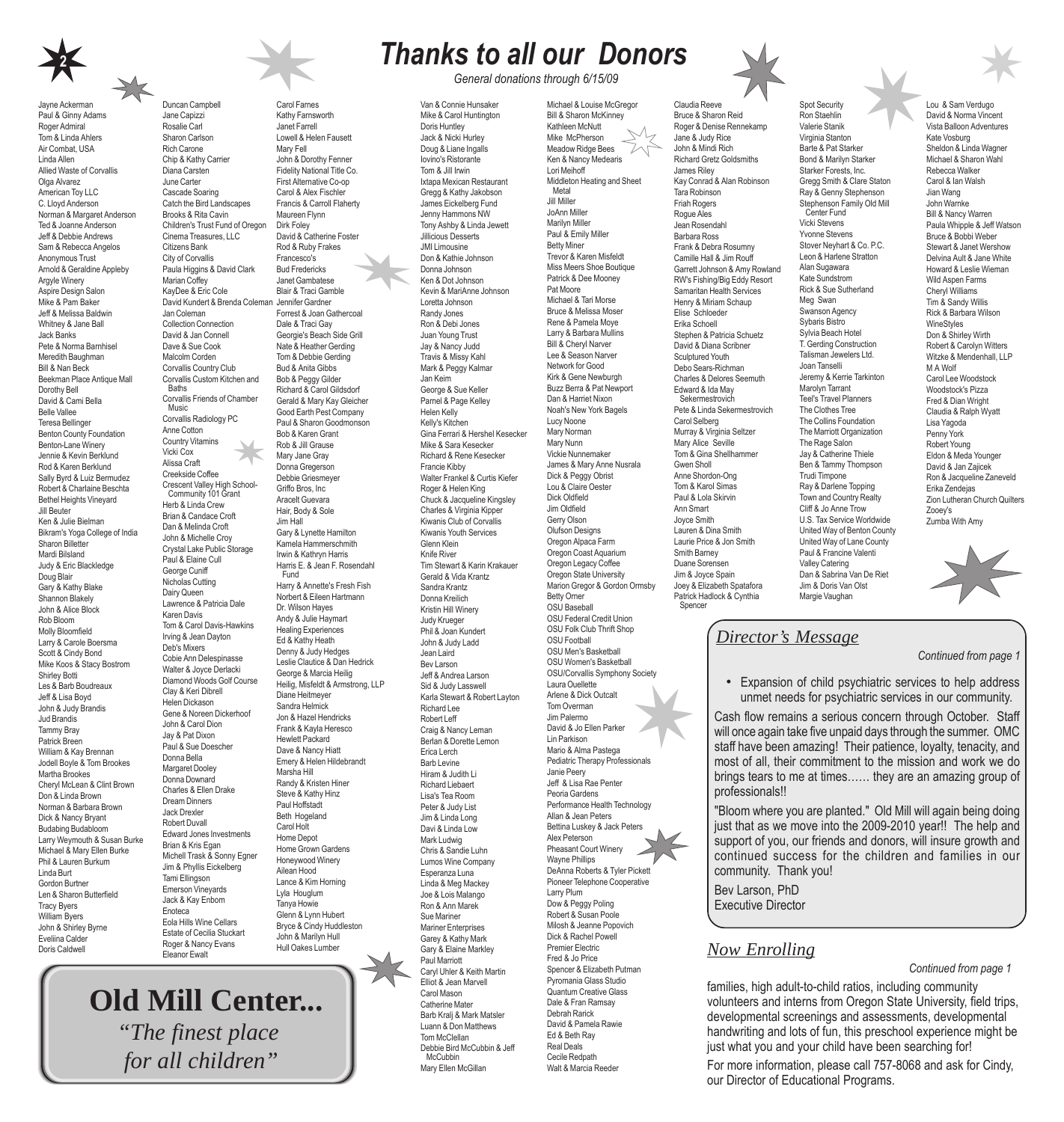# Thanks to all our Donors

*General donations through 6/15/09*

Jayne Ackerman
Paul & Ginny Adams
Roger Admiral
Tom & Linda Ahlers
Air Combat, USA
Linda Allen
Allied Waste of Corvallis
Olga Alvarez
American Toy LLC
C. Lloyd Anderson
Norman & Margaret Anderson
Ted & Joanne Anderson
Jeff & Debbie Andrews
Sam & Rebecca Angelos
Anonymous Trust
Arnold & Geraldine Appleby
Argyle Winery
Aspire Design Salon
Mike & Pam Baker
Jeff & Melissa Baldwin
Whitney & Jane Ball
Jack Banks
Pete & Norma Barnhisel
Meredith Baughman
Bill & Nan Beck
Beekman Place Antique Mall
Dorothy Bell
David & Cami Bella
Belle Vallee
Teresa Bellinger
Benton County Foundation
Benton-Lane Winery
Jennie & Kevin Berklund
Rod & Karen Berklund
Sally Byrd & Luiz Bermudez
Robert & Charlaine Beschta
Bethel Heights Vineyard
Jill Beuter
Ken & Julie Bielman
Bikram's Yoga College of India
Sharon Billetter
Mardi Bilsland
Judy & Eric Blackledge
Doug Blair
Gary & Kathy Blake
Shannon Blakely
John & Alice Block
Rob Bloom
Molly Bloomfield
Larry & Carole Boersma
Scott & Cindy Bond
Mike Koos & Stacy Bostrom
Shirley Botti
Les & Barb Boudreaux
Jeff & Lisa Boyd
John & Judy Brandis
Jud Brandis
Tammy Bray
Patrick Breen
William & Kay Brennan
Jodell Boyle & Tom Brookes
Martha Brookes
Cheryl McLean & Clint Brown
Don & Linda Brown
Norman & Barbara Brown
Dick & Nancy Bryant
Budabing Budabloom
Larry Weymouth & Susan Burke
Michael & Mary Ellen Burke
Phil & Lauren Burkum
Linda Burt
Gordon Burtner
Len & Sharon Butterfield
Tracy Byers
William Byers
John & Shirley Byrne
Eveliina Calder
Doris Caldwell
Duncan Campbell
Jane Capizzi
Rosalie Carl
Sharon Carlson
Rich Carone
Chip & Kathy Carrier
Diana Carsten
June Carter
Cascade Soaring
Catch the Bird Landscapes
Brooks & Rita Cavin
Children's Trust Fund of Oregon
Cinema Treasures, LLC
Citizens Bank
City of Corvallis
Paula Higgins & David Clark
Marian Coffey
KayDee & Eric Cole
David Kundert & Brenda Coleman
Jan Coleman
Collection Connection
David & Jan Connell
Dave & Sue Cook
Malcolm Corden
Corvallis Country Club
Corvallis Custom Kitchen and Baths
Corvallis Friends of Chamber Music
Corvallis Radiology PC
Anne Cotton
Country Vitamins
Vicki Cox
Alissa Craft
Creekside Coffee
Crescent Valley High School-Community 101 Grant
Herb & Linda Crew
Brian & Candace Croft
Dan & Melinda Croft
John & Michelle Croy
Crystal Lake Public Storage
Paul & Elaine Cull
George Cuniff
Nicholas Cutting
Dairy Queen
Lawrence & Patricia Dale
Karen Davis
Tom & Carol Davis-Hawkins
Irving & Jean Dayton
Deb's Mixers
Cobie Ann Delespinasse
Walter & Joyce Derlacki
Diamond Woods Golf Course
Clay & Keri Dibrell
Helen Dickason
Gene & Noreen Dickerhoof
John & Carol Dion
Jay & Pat Dixon
Paul & Sue Doescher
Donna Bella
Margaret Dooley
Donna Downard
Charles & Ellen Drake
Dream Dinners
Jack Drexler
Robert Duvall
Edward Jones Investments
Brian & Kris Egan
Michell Trask & Sonny Egner
Jim & Phyllis Eickelberg
Tami Ellingson
Emerson Vineyards
Jack & Kay Enbom
Enoteca
Eola Hills Wine Cellars
Estate of Cecilia Stuckart
Roger & Nancy Evans
Eleanor Ewalt
Carol Farnes
Kathy Farnsworth
Janet Farrell
Lowell & Helen Fausett
Mary Fell
John & Dorothy Fenner
Fidelity National Title Co.
First Alternative Co-op
Carol & Alex Fischler
Francis & Carroll Flaherty
Maureen Flynn
Dirk Foley
David & Catherine Foster
Rod & Ruby Frakes
Francesco's
Bud Fredericks
Janet Gambatese
Blair & Traci Gamble
Jennifer Gardner
Forrest & Joan Gathercoal
Dale & Traci Gay
Georgie's Beach Side Grill
Nate & Heather Gerding
Tom & Debbie Gerding
Bud & Anita Gibbs
Bob & Peggy Gilder
Richard & Carol Gildsdorf
Gerald & Mary Kay Gleicher
Good Earth Pest Company
Paul & Sharon Goodmonson
Bob & Karen Grant
Rob & Jill Grause
Mary Jane Gray
Donna Gregerson
Debbie Griesmeyer
Griffo Bros, Inc
Aracelt Guevara
Hair, Body & Sole
Jim Hall
Gary & Lynette Hamilton
Kamela Hammerschmith
Irwin & Kathryn Harris
Harris E. & Jean F. Rosendahl Fund
Harry & Annette's Fresh Fish
Norbert & Eileen Hartmann
Dr. Wilson Hayes
Andy & Julie Haymart
Healing Experiences
Ed & Kathy Heath
Denny & Judy Hedges
Leslie Clautice & Dan Hedrick
George & Marcia Heilig
Heilig, Misfeldt & Armstrong, LLP
Diane Heitmeyer
Sandra Helmick
Jon & Hazel Hendricks
Frank & Kayla Heresco
Hewlett Packard
Dave & Nancy Hiatt
Emery & Helen Hildebrandt
Marsha Hill
Randy & Kristen Hiner
Steve & Kathy Hinz
Paul Hoffstadt
Beth Hogeland
Carol Holt
Home Depot
Home Grown Gardens
Honeywood Winery
Ailean Hood
Lance & Kim Horning
Lyla Houglum
Tanya Howie
Glenn & Lynn Hubert
Bryce & Cindy Huddleston
John & Marilyn Hull
Hull Oakes Lumber
Van & Connie Hunsaker
Mike & Carol Huntington
Doris Huntley
Jack & Nicki Hurley
Doug & Liane Ingalls
Iovino's Ristorante
Tom & Jill Irwin
Ixtapa Mexican Restaurant
Gregg & Kathy Jakobson
James Eickelberg Fund
Jenny Hammons NW
Tony Ashby & Linda Jewett
Jillicious Desserts
JMI Limousine
Don & Kathie Johnson
Donna Johnson
Ken & Dot Johnson
Kevin & MariAnne Johnson
Loretta Johnson
Randy Jones
Ron & Debi Jones
Juan Young Trust
Jay & Nancy Judd
Travis & Missy Kahl
Mark & Peggy Kalmar
Jan Keim
George & Sue Keller
Parnel & Page Kelley
Helen Kelly
Kelly's Kitchen
Gina Ferrari & Hershel Kesecker
Mike & Sara Kesecker
Richard & Rene Kesecker
Francie Kibby
Walter Frankel & Curtis Kiefer
Roger & Helen King
Chuck & Jacqueline Kingsley
Charles & Virginia Kipper
Kiwanis Club of Corvallis
Kiwanis Youth Services
Glenn Klein
Knife River
Tim Stewart & Karin Krakauer
Gerald & Vida Krantz
Sandra Krantz
Donna Kreilich
Kristin Hill Winery
Judy Krueger
Phil & Joan Kundert
John & Judy Ladd
Jean Laird
Bev Larson
Jeff & Andrea Larson
Sid & Judy Lasswell
Karla Stewart & Robert Layton
Richard Lee
Robert Leff
Craig & Nancy Leman
Berlan & Dorette Lemon
Erica Lerch
Barb Levine
Hiram & Judith Li
Richard Liebaert
Lisa's Tea Room
Peter & Judy List
Jim & Linda Long
Davi & Linda Low
Mark Ludwig
Chris & Sandie Luhn
Lumos Wine Company
Esperanza Luna
Linda & Meg Mackey
Joe & Lois Malango
Ron & Ann Marek
Sue Mariner
Mariner Enterprises
Garey & Kathy Mark
Gary & Elaine Markley
Paul Marriott
Caryl Uhler & Keith Martin
Elliot & Jean Marvell
Carol Mason
Catherine Mater
Barb Kralj & Mark Matsler
Luann & Don Matthews
Tom McClellan
Debbie Bird McCubbin & Jeff McCubbin
Mary Ellen McGillan
Michael & Louise McGregor
Bill & Sharon McKinney
Kathleen McNutt
Mike McPherson
Meadow Ridge Bees
Ken & Nancy Medearis
Lori Meihoff
Middleton Heating and Sheet Metal
Jill Miller
JoAnn Miller
Marilyn Miller
Paul & Emily Miller
Betty Miner
Trevor & Karen Misfeldt
Miss Meers Shoe Boutique
Patrick & Dee Mooney
Pat Moore
Michael & Tari Morse
Bruce & Melissa Moser
Rene & Pamela Moye
Larry & Barbara Mullins
Bill & Cheryl Narver
Lee & Season Narver
Network for Good
Kirk & Gene Newburgh
Buzz Berra & Pat Newport
Dan & Harriet Nixon
Noah's New York Bagels
Lucy Noone
Mary Norman
Mary Nunn
Vickie Nunnemaker
James & Mary Anne Nusrala
Dick & Peggy Obrist
Lou & Claire Oester
Dick Oldfield
Jim Oldfield
Gerry Olson
Olufson Designs
Oregon Alpaca Farm
Oregon Coast Aquarium
Oregon Legacy Coffee
Oregon State University
Marion Gregor & Gordon Ormsby
Betty Orner
OSU Baseball
OSU Federal Credit Union
OSU Folk Club Thrift Shop
OSU Football
OSU Men's Basketball
OSU Women's Basketball
OSU/Corvallis Symphony Society
Laura Ouellette
Arlene & Dick Outcalt
Tom Overman
Jim Palermo
David & Jo Ellen Parker
Lin Parkison
Mario & Alma Pastega
Pediatric Therapy Professionals
Janie Peery
Jeff & Lisa Rae Penter
Peoria Gardens
Performance Health Technology
Allan & Jean Peters
Bettina Luskey & Jack Peters
Alex Peterson
Pheasant Court Winery
Wayne Phillips
DeAnna Roberts & Tyler Pickett
Pioneer Telephone Cooperative
Larry Plum
Dow & Peggy Poling
Robert & Susan Poole
Milosh & Jeanne Popovich
Dick & Rachel Powell
Premier Electric
Fred & Jo Price
Spencer & Elizabeth Putman
Pyromania Glass Studio
Quantum Creative Glass
Dale & Fran Ramsay
Debrah Rarick
David & Pamela Rawie
Ed & Beth Ray
Real Deals
Cecile Redpath
Walt & Marcia Reeder
Claudia Reeve
Bruce & Sharon Reid
Roger & Denise Rennekamp
Jane & Judy Rice
John & Mindi Rich
Richard Gretz Goldsmiths
James Riley
Kay Conrad & Alan Robinson
Tara Robinson
Friah Rogers
Rogue Ales
Jean Rosendahl
Barbara Ross
Frank & Debra Rosumny
Camille Hall & Jim Rouff
Garrett Johnson & Amy Rowland
RW's Fishing/Big Eddy Resort
Samaritan Health Services
Henry & Miriam Schaup
Elise Schloeder
Erika Schoell
Stephen & Patricia Schuetz
David & Diana Scribner
Sculptured Youth
Debo Sears-Richman
Charles & Delores Seemuth
Edward & Ida May Sekermestrovich
Pete & Linda Sekermestrovich
Carol Selberg
Murray & Virginia Seltzer
Mary Alice Seville
Tom & Gina Shellhammer
Gwen Sholl
Anne Shordon-Ong
Tom & Karol Simas
Paul & Lola Skirvin
Ann Smart
Joyce Smith
Lauren & Dina Smith
Laurie Price & Jon Smith
Smith Barney
Duane Sorensen
Jim & Joyce Spain
Joey & Elizabeth Spatafora
Patrick Hadlock & Cynthia Spencer
Spot Security
Ron Staehlin
Valerie Stanik
Virginia Stanton
Barte & Pat Starker
Bond & Marilyn Starker
Starker Forests, Inc.
Gregg Smith & Clare Staton
Ray & Genny Stephenson
Stephenson Family Old Mill Center Fund
Vicki Stevens
Yvonne Stevens
Stover Neyhart & Co. P.C.
Leon & Harlene Stratton
Alan Sugawara
Kate Sundstrom
Rick & Sue Sutherland
Meg Swan
Swanson Agency
Sybaris Bistro
Sylvia Beach Hotel
T. Gerding Construction
Talisman Jewelers Ltd.
Joan Tanselli
Jeremy & Kerrie Tarkinton
Marolyn Tarrant
Teel's Travel Planners
The Clothes Tree
The Collins Foundation
The Marriott Organization
The Rage Salon
Jay & Catherine Thiele
Ben & Tammy Thompson
Trudi Timpone
Ray & Darlene Topping
Town and Country Realty
Cliff & Jo Anne Trow
U.S. Tax Service Worldwide
United Way of Benton County
United Way of Lane County
Paul & Francine Valenti
Valley Catering
Dan & Sabrina Van De Riet
Jim & Doris Van Olst
Margie Vaughan
Lou & Sam Verdugo
David & Norma Vincent
Vista Balloon Adventures
Kate Vosburg
Sheldon & Linda Wagner
Michael & Sharon Wahl
Rebecca Walker
Carol & Ian Walsh
Jian Wang
John Warnke
Bill & Nancy Warren
Paula Whipple & Jeff Watson
Bruce & Bobbi Weber
Stewart & Janet Wershow
Delvina Ault & Jane White
Howard & Leslie Wieman
Wild Aspen Farms
Cheryl Williams
Tim & Sandy Willis
Rick & Barbara Wilson
WineStyles
Don & Shirley Wirth
Robert & Carolyn Witters
Witzke & Mendenhall, LLP
M A Wolf
Carol Lee Woodstock
Woodstock's Pizza
Fred & Dian Wright
Claudia & Ralph Wyatt
Lisa Yagoda
Penny York
Robert Young
Eldon & Meda Younger
David & Jan Zajicek
Ron & Jacqueline Zaneveld
Erika Zendejas
Zion Lutheran Church Quilters
Zooey's
Zumba With Amy

## Old Mill Center...

*"The finest place for all children"*

## *Director's Message*

*Continued from page 1*

- Expansion of child psychiatric services to help address unmet needs for psychiatric services in our community.

Cash flow remains a serious concern through October. Staff will once again take five unpaid days through the summer. OMC staff have been amazing! Their patience, loyalty, tenacity, and most of all, their commitment to the mission and work we do brings tears to me at times…… they are an amazing group of professionals!!

"Bloom where you are planted." Old Mill will again being doing just that as we move into the 2009-2010 year!! The help and support of you, our friends and donors, will insure growth and continued success for the children and families in our community. Thank you!

Bev Larson, PhD
Executive Director

## *Now Enrolling*

*Continued from page 1*

families, high adult-to-child ratios, including community volunteers and interns from Oregon State University, field trips, developmental screenings and assessments, developmental handwriting and lots of fun, this preschool experience might be just what you and your child have been searching for!

For more information, please call 757-8068 and ask for Cindy, our Director of Educational Programs.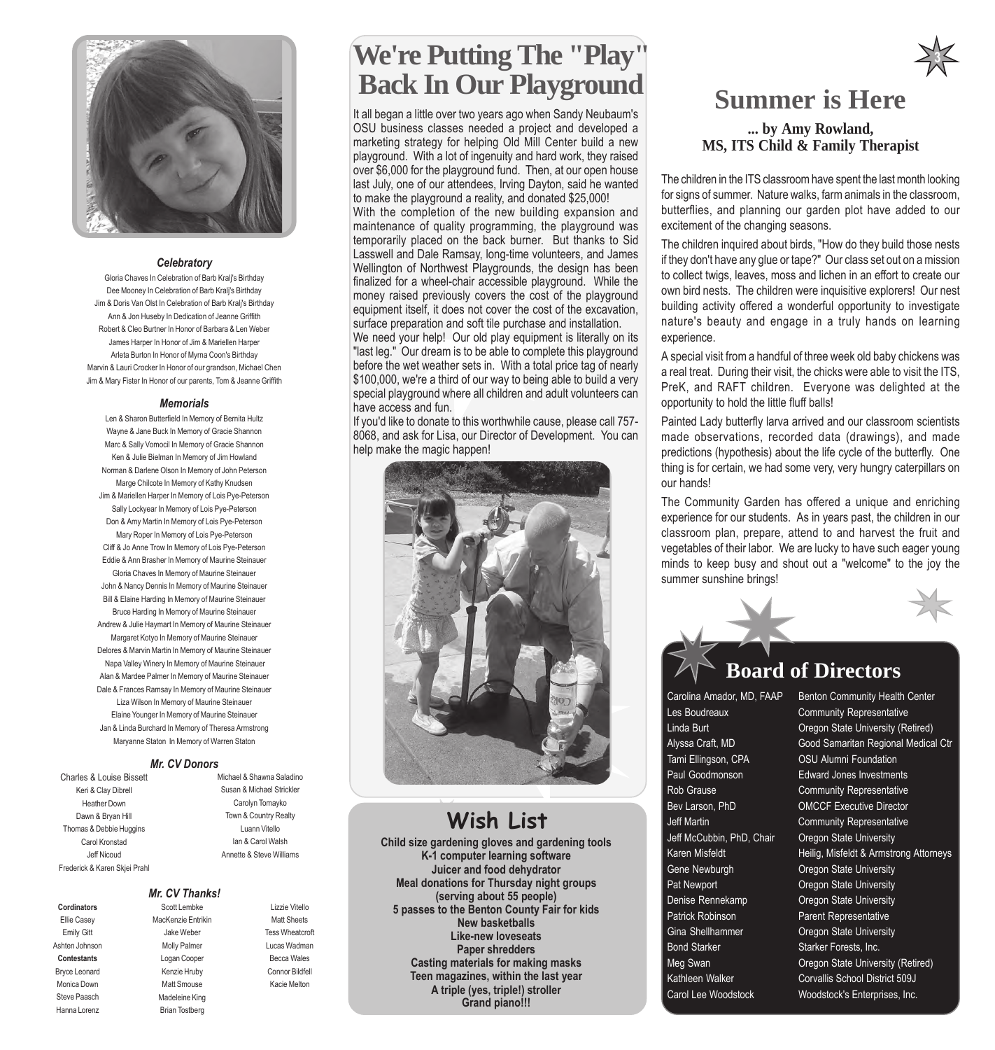### *Celebratory*

Gloria Chaves In Celebration of Barb Kralj's Birthday
Dee Mooney In Celebration of Barb Kralj's Birthday
Jim & Doris Van Olst In Celebration of Barb Kralj's Birthday
Ann & Jon Huseby In Dedication of Jeanne Griffith
Robert & Cleo Burtner In Honor of Barbara & Len Weber
James Harper In Honor of Jim & Mariellen Harper
Arleta Burton In Honor of Myrna Coon's Birthday
Marvin & Lauri Crocker In Honor of our grandson, Michael Chen
Jim & Mary Fister In Honor of our parents, Tom & Jeanne Griffith

### *Memorials*

Len & Sharon Butterfield In Memory of Bernita Hultz
Wayne & Jane Buck In Memory of Gracie Shannon
Marc & Sally Vomocil In Memory of Gracie Shannon
Ken & Julie Bielman In Memory of Jim Howland
Norman & Darlene Olson In Memory of John Peterson
Marge Chilcote In Memory of Kathy Knudsen
Jim & Mariellen Harper In Memory of Lois Pye-Peterson
Sally Lockyear In Memory of Lois Pye-Peterson
Don & Amy Martin In Memory of Lois Pye-Peterson
Mary Roper In Memory of Lois Pye-Peterson
Cliff & Jo Anne Trow In Memory of Lois Pye-Peterson
Eddie & Ann Brasher In Memory of Maurine Steinauer
Gloria Chaves In Memory of Maurine Steinauer
John & Nancy Dennis In Memory of Maurine Steinauer
Bill & Elaine Harding In Memory of Maurine Steinauer
Bruce Harding In Memory of Maurine Steinauer
Andrew & Julie Haymart In Memory of Maurine Steinauer
Margaret Kotyo In Memory of Maurine Steinauer
Delores & Marvin Martin In Memory of Maurine Steinauer
Napa Valley Winery In Memory of Maurine Steinauer
Alan & Mardee Palmer In Memory of Maurine Steinauer
Dale & Frances Ramsay In Memory of Maurine Steinauer
Liza Wilson In Memory of Maurine Steinauer
Elaine Younger In Memory of Maurine Steinauer
Jan & Linda Burchard In Memory of Theresa Armstrong
Maryanne Staton In Memory of Warren Staton

### *Mr. CV Donors*

Charles & Louise Bissett
Keri & Clay Dibrell
Heather Down
Dawn & Bryan Hill
Thomas & Debbie Huggins
Carol Kronstad
Jeff Nicoud
Frederick & Karen Skjei Prahl
Michael & Shawna Saladino
Susan & Michael Strickler
Carolyn Tomayko
Town & Country Realty
Luann Vitello
Ian & Carol Walsh
Annette & Steve Williams

### *Mr. CV Thanks!*

**Cordinators**
Ellie Casey
Emily Gitt
Ashten Johnson

**Contestants**
Bryce Leonard
Monica Down
Steve Paasch
Hanna Lorenz
Scott Lembke
MacKenzie Entrikin
Jake Weber
Molly Palmer
Logan Cooper
Kenzie Hruby
Matt Smouse
Madeleine King
Brian Tostberg
Lizzie Vitello
Matt Sheets
Tess Wheatcroft
Lucas Wadman
Becca Wales
Connor Bildfell
Kacie Melton

# We're Putting The "Play" Back In Our Playground

It all began a little over two years ago when Sandy Neubaum's OSU business classes needed a project and developed a marketing strategy for helping Old Mill Center build a new playground. With a lot of ingenuity and hard work, they raised over $6,000 for the playground fund. Then, at our open house last July, one of our attendees, Irving Dayton, said he wanted to make the playground a reality, and donated $25,000!

With the completion of the new building expansion and maintenance of quality programming, the playground was temporarily placed on the back burner. But thanks to Sid Lasswell and Dale Ramsay, long-time volunteers, and James Wellington of Northwest Playgrounds, the design has been finalized for a wheel-chair accessible playground. While the money raised previously covers the cost of the playground equipment itself, it does not cover the cost of the excavation, surface preparation and soft tile purchase and installation.

We need your help! Our old play equipment is literally on its "last leg." Our dream is to be able to complete this playground before the wet weather sets in. With a total price tag of nearly $100,000, we're a third of our way to being able to build a very special playground where all children and adult volunteers can have access and fun.

If you'd like to donate to this worthwhile cause, please call 757-8068, and ask for Lisa, our Director of Development. You can help make the magic happen!

## Wish List

**Child size gardening gloves and gardening tools**
**K-1 computer learning software**
**Juicer and food dehydrator**
**Meal donations for Thursday night groups (serving about 55 people)**
**5 passes to the Benton County Fair for kids**
**New basketballs**
**Like-new loveseats**
**Paper shredders**
**Casting materials for making masks**
**Teen magazines, within the last year**
**A triple (yes, triple!) stroller**
**Grand piano!!!**

# Summer is Here

**... by Amy Rowland, MS, ITS Child & Family Therapist**

The children in the ITS classroom have spent the last month looking for signs of summer. Nature walks, farm animals in the classroom, butterflies, and planning our garden plot have added to our excitement of the changing seasons.

The children inquired about birds, "How do they build those nests if they don't have any glue or tape?" Our class set out on a mission to collect twigs, leaves, moss and lichen in an effort to create our own bird nests. The children were inquisitive explorers! Our nest building activity offered a wonderful opportunity to investigate nature's beauty and engage in a truly hands on learning experience.

A special visit from a handful of three week old baby chickens was a real treat. During their visit, the chicks were able to visit the ITS, PreK, and RAFT children. Everyone was delighted at the opportunity to hold the little fluff balls!

Painted Lady butterfly larva arrived and our classroom scientists made observations, recorded data (drawings), and made predictions (hypothesis) about the life cycle of the butterfly. One thing is for certain, we had some very, very hungry caterpillars on our hands!

The Community Garden has offered a unique and enriching experience for our students. As in years past, the children in our classroom plan, prepare, attend to and harvest the fruit and vegetables of their labor. We are lucky to have such eager young minds to keep busy and shout out a "welcome" to the joy the summer sunshine brings!

## Board of Directors

| Name | Affiliation |
|---|---|
| Carolina Amador, MD, FAAP | Benton Community Health Center |
| Les Boudreaux | Community Representative |
| Linda Burt | Oregon State University (Retired) |
| Alyssa Craft, MD | Good Samaritan Regional Medical Ctr |
| Tami Ellingson, CPA | OSU Alumni Foundation |
| Paul Goodmonson | Edward Jones Investments |
| Rob Grause | Community Representative |
| Bev Larson, PhD | OMCCF Executive Director |
| Jeff Martin | Community Representative |
| Jeff McCubbin, PhD, Chair | Oregon State University |
| Karen Misfeldt | Heilig, Misfeldt & Armstrong Attorneys |
| Gene Newburgh | Oregon State University |
| Pat Newport | Oregon State University |
| Denise Rennekamp | Oregon State University |
| Patrick Robinson | Parent Representative |
| Gina Shellhammer | Oregon State University |
| Bond Starker | Starker Forests, Inc. |
| Meg Swan | Oregon State University (Retired) |
| Kathleen Walker | Corvallis School District 509J |
| Carol Lee Woodstock | Woodstock's Enterprises, Inc. |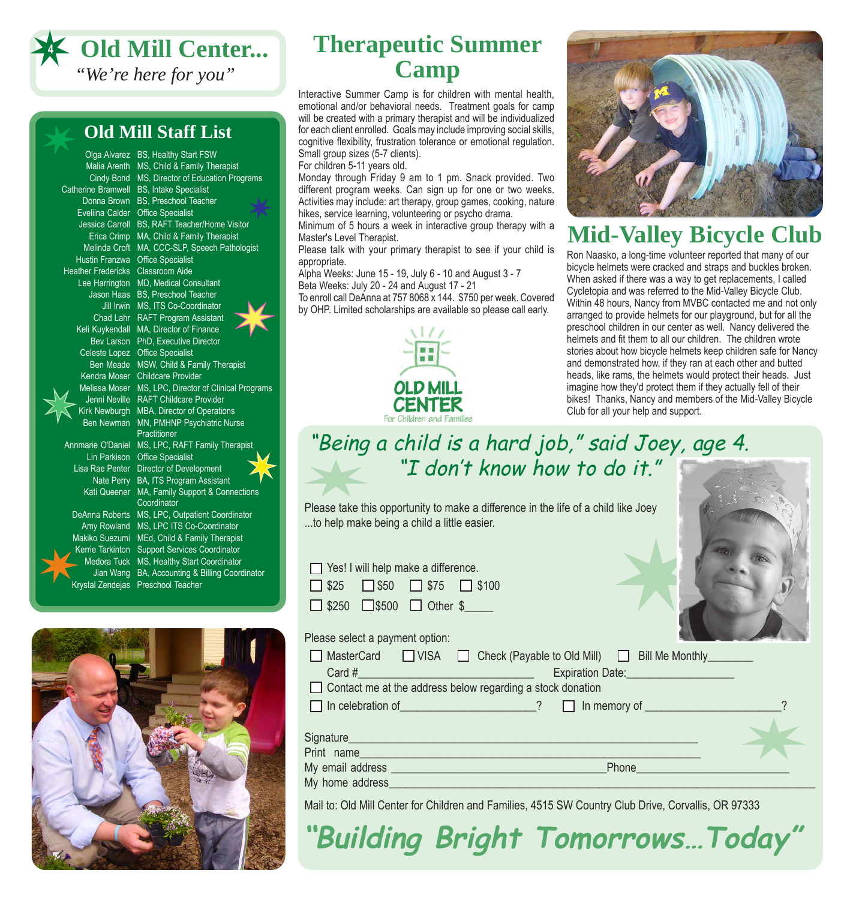# Old Mill Center...

*"We're here for you"*

## Old Mill Staff List

| | |
|---|---|
| Olga Alvarez | BS, Healthy Start FSW |
| Malia Arenth | MS, Child & Family Therapist |
| Cindy Bond | MS, Director of Education Programs |
| Catherine Bramwell | BS, Intake Specialist |
| Donna Brown | BS, Preschool Teacher |
| Eveliina Calder | Office Specialist |
| Jessica Carroll | BS, RAFT Teacher/Home Visitor |
| Erica Crimp | MA, Child & Family Therapist |
| Melinda Croft | MA, CCC-SLP, Speech Pathologist |
| Hustin Franzwa | Office Specialist |
| Heather Fredericks | Classroom Aide |
| Lee Harrington | MD, Medical Consultant |
| Jason Haas | BS, Preschool Teacher |
| Jill Irwin | MS, ITS Co-Coordinator |
| Chad Lahr | RAFT Program Assistant |
| Keli Kuykendall | MA, Director of Finance |
| Bev Larson | PhD, Executive Director |
| Celeste Lopez | Office Specialist |
| Ben Meade | MSW, Child & Family Therapist |
| Kendra Moser | Childcare Provider |
| Melissa Moser | MS, LPC, Director of Clinical Programs |
| Jenni Neville | RAFT Childcare Provider |
| Kirk Newburgh | MBA, Director of Operations |
| Ben Newman | MN, PMHNP Psychiatric Nurse Practitioner |
| Annmarie O'Daniel | MS, LPC, RAFT Family Therapist |
| Lin Parkison | Office Specialist |
| Lisa Rae Penter | Director of Development |
| Nate Perry | BA, ITS Program Assistant |
| Kati Queener | MA, Family Support & Connections Coordinator |
| DeAnna Roberts | MS, LPC, Outpatient Coordinator |
| Amy Rowland | MS, LPC ITS Co-Coordinator |
| Makiko Suezumi | MEd, Child & Family Therapist |
| Kerrie Tarkinton | Support Services Coordinator |
| Medora Tuck | MS, Healthy Start Coordinator |
| Jian Wang | BA, Accounting & Billing Coordinator |
| Krystal Zendejas | Preschool Teacher |

# Therapeutic Summer Camp

Interactive Summer Camp is for children with mental health, emotional and/or behavioral needs. Treatment goals for camp will be created with a primary therapist and will be individualized for each client enrolled. Goals may include improving social skills, cognitive flexibility, frustration tolerance or emotional regulation. Small group sizes (5-7 clients).

For children 5-11 years old.

Monday through Friday 9 am to 1 pm. Snack provided. Two different program weeks. Can sign up for one or two weeks. Activities may include: art therapy, group games, cooking, nature hikes, service learning, volunteering or psycho drama.

Minimum of 5 hours a week in interactive group therapy with a Master's Level Therapist.

Please talk with your primary therapist to see if your child is appropriate.

Alpha Weeks: June 15 - 19, July 6 - 10 and August 3 - 7

Beta Weeks: July 20 - 24 and August 17 - 21

To enroll call DeAnna at 757 8068 x 144. $750 per week. Covered by OHP. Limited scholarships are available so please call early.

OLD MILL CENTER
For Children and Families

# Mid-Valley Bicycle Club

Ron Naasko, a long-time volunteer reported that many of our bicycle helmets were cracked and straps and buckles broken. When asked if there was a way to get replacements, I called Cycletopia and was referred to the Mid-Valley Bicycle Club. Within 48 hours, Nancy from MVBC contacted me and not only arranged to provide helmets for our playground, but for all the preschool children in our center as well. Nancy delivered the helmets and fit them to all our children. The children wrote stories about how bicycle helmets keep children safe for Nancy and demonstrated how, if they ran at each other and butted heads, like rams, the helmets would protect their heads. Just imagine how they'd protect them if they actually fell of their bikes! Thanks, Nancy and members of the Mid-Valley Bicycle Club for all your help and support.

*"Being a child is a hard job," said Joey, age 4. "I don't know how to do it."*

Please take this opportunity to make a difference in the life of a child like Joey ...to help make being a child a little easier.

☐ Yes! I will help make a difference.

☐ $25 ☐ $50 ☐ $75 ☐ $100

☐ $250 ☐ $500 ☐ Other $_____

Please select a payment option:

☐ MasterCard ☐ VISA ☐ Check (Payable to Old Mill) ☐ Bill Me Monthly_______

Card #_____________________________ Expiration Date:_________________

☐ Contact me at the address below regarding a stock donation

☐ In celebration of_____________________? ☐ In memory of _____________________?

Signature_______________________________________________________

Print name______________________________________________________

My email address __________________________________Phone_______________________

My home address___________________________________________________________________

Mail to: Old Mill Center for Children and Families, 4515 SW Country Club Drive, Corvallis, OR 97333

*"Building Bright Tomorrows...Today"*